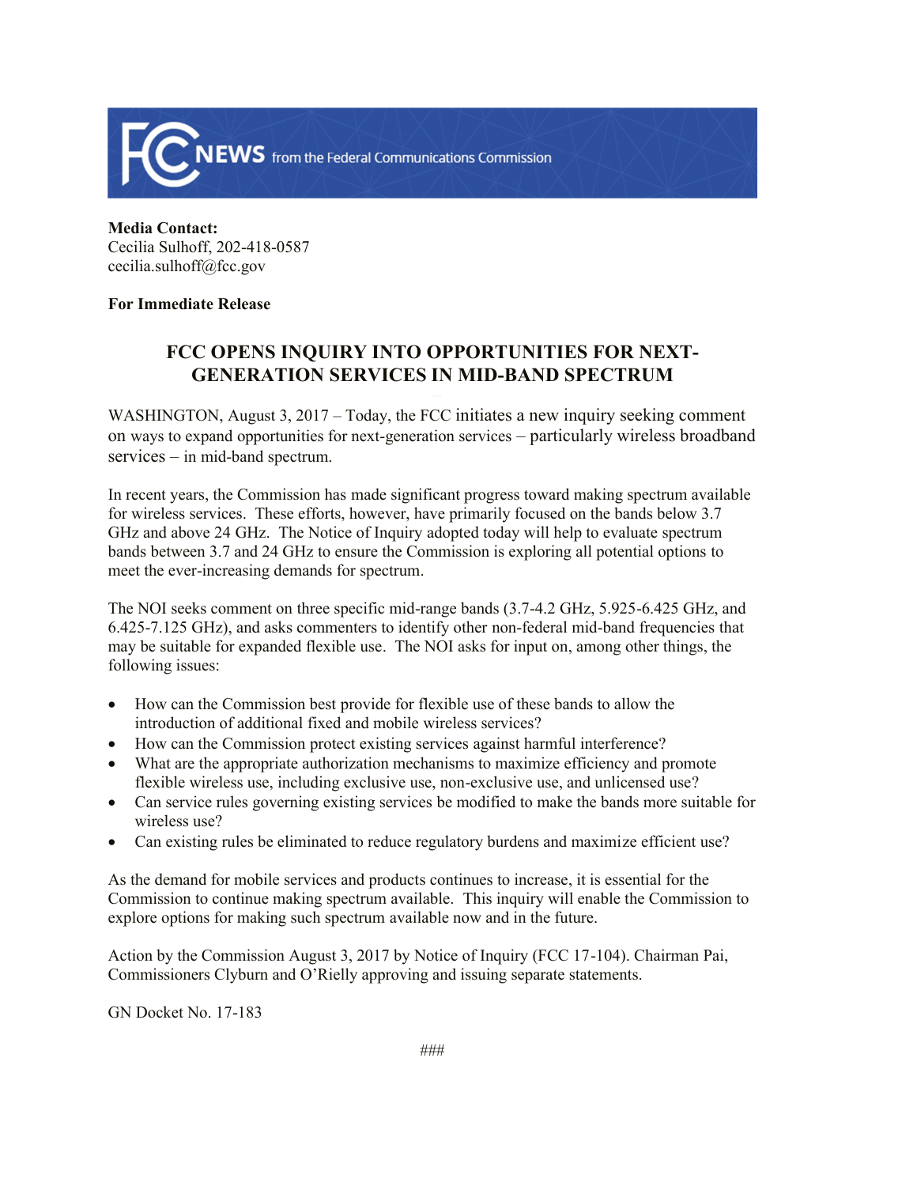**Media Contact:**
Cecilia Sulhoff, 202-418-0587
cecilia.sulhoff@fcc.gov

**For Immediate Release**

# FCC OPENS INQUIRY INTO OPPORTUNITIES FOR NEXT-GENERATION SERVICES IN MID-BAND SPECTRUM

WASHINGTON, August 3, 2017 – Today, the FCC initiates a new inquiry seeking comment on ways to expand opportunities for next-generation services – particularly wireless broadband services – in mid-band spectrum.

In recent years, the Commission has made significant progress toward making spectrum available for wireless services. These efforts, however, have primarily focused on the bands below 3.7 GHz and above 24 GHz. The Notice of Inquiry adopted today will help to evaluate spectrum bands between 3.7 and 24 GHz to ensure the Commission is exploring all potential options to meet the ever-increasing demands for spectrum.

The NOI seeks comment on three specific mid-range bands (3.7-4.2 GHz, 5.925-6.425 GHz, and 6.425-7.125 GHz), and asks commenters to identify other non-federal mid-band frequencies that may be suitable for expanded flexible use. The NOI asks for input on, among other things, the following issues:

- How can the Commission best provide for flexible use of these bands to allow the introduction of additional fixed and mobile wireless services?
- How can the Commission protect existing services against harmful interference?
- What are the appropriate authorization mechanisms to maximize efficiency and promote flexible wireless use, including exclusive use, non-exclusive use, and unlicensed use?
- Can service rules governing existing services be modified to make the bands more suitable for wireless use?
- Can existing rules be eliminated to reduce regulatory burdens and maximize efficient use?

As the demand for mobile services and products continues to increase, it is essential for the Commission to continue making spectrum available. This inquiry will enable the Commission to explore options for making such spectrum available now and in the future.

Action by the Commission August 3, 2017 by Notice of Inquiry (FCC 17-104). Chairman Pai, Commissioners Clyburn and O'Rielly approving and issuing separate statements.

GN Docket No. 17-183

###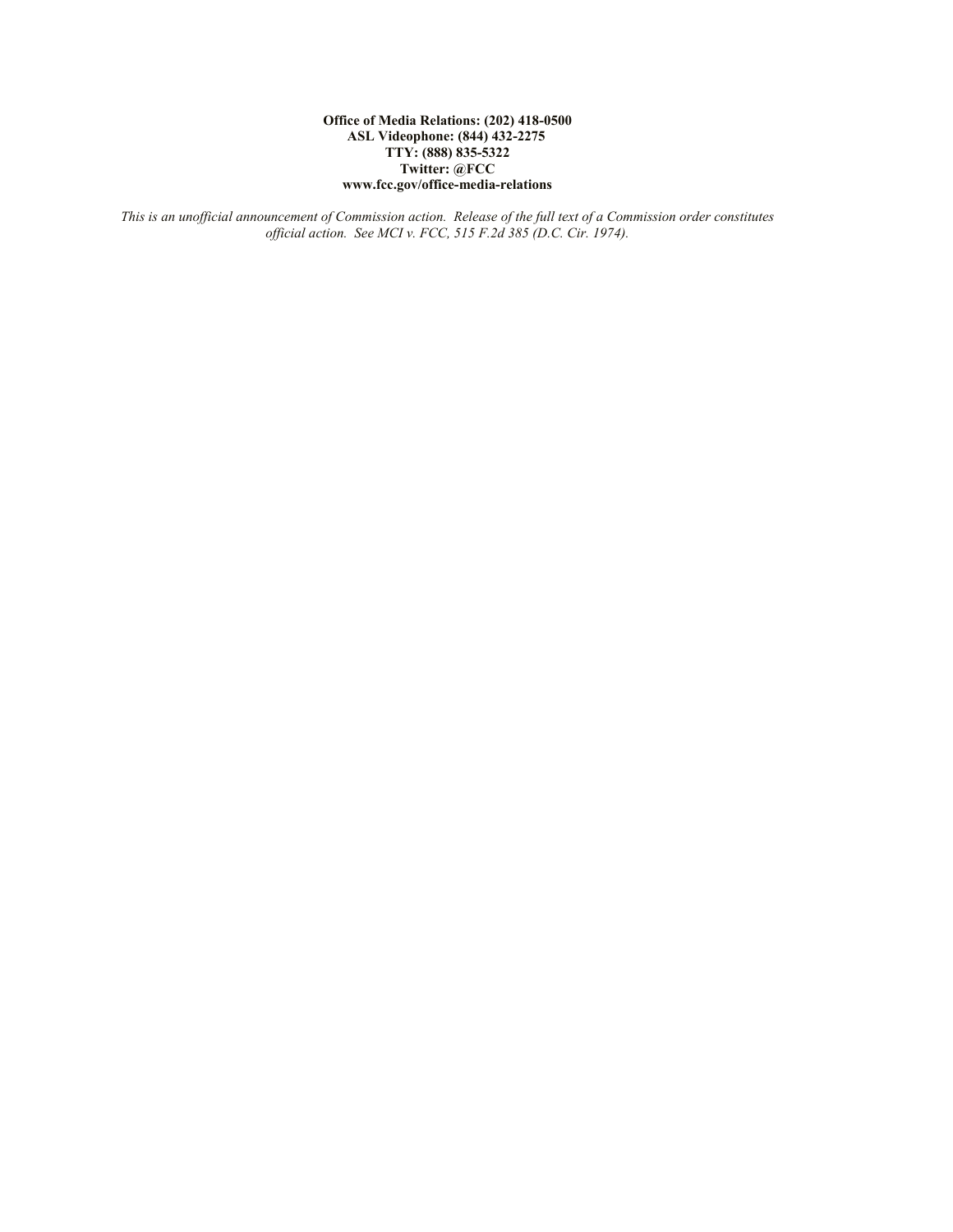**Office of Media Relations: (202) 418-0500**
**ASL Videophone: (844) 432-2275**
**TTY: (888) 835-5322**
**Twitter: @FCC**
**www.fcc.gov/office-media-relations**

*This is an unofficial announcement of Commission action. Release of the full text of a Commission order constitutes official action. See MCI v. FCC, 515 F.2d 385 (D.C. Cir. 1974).*